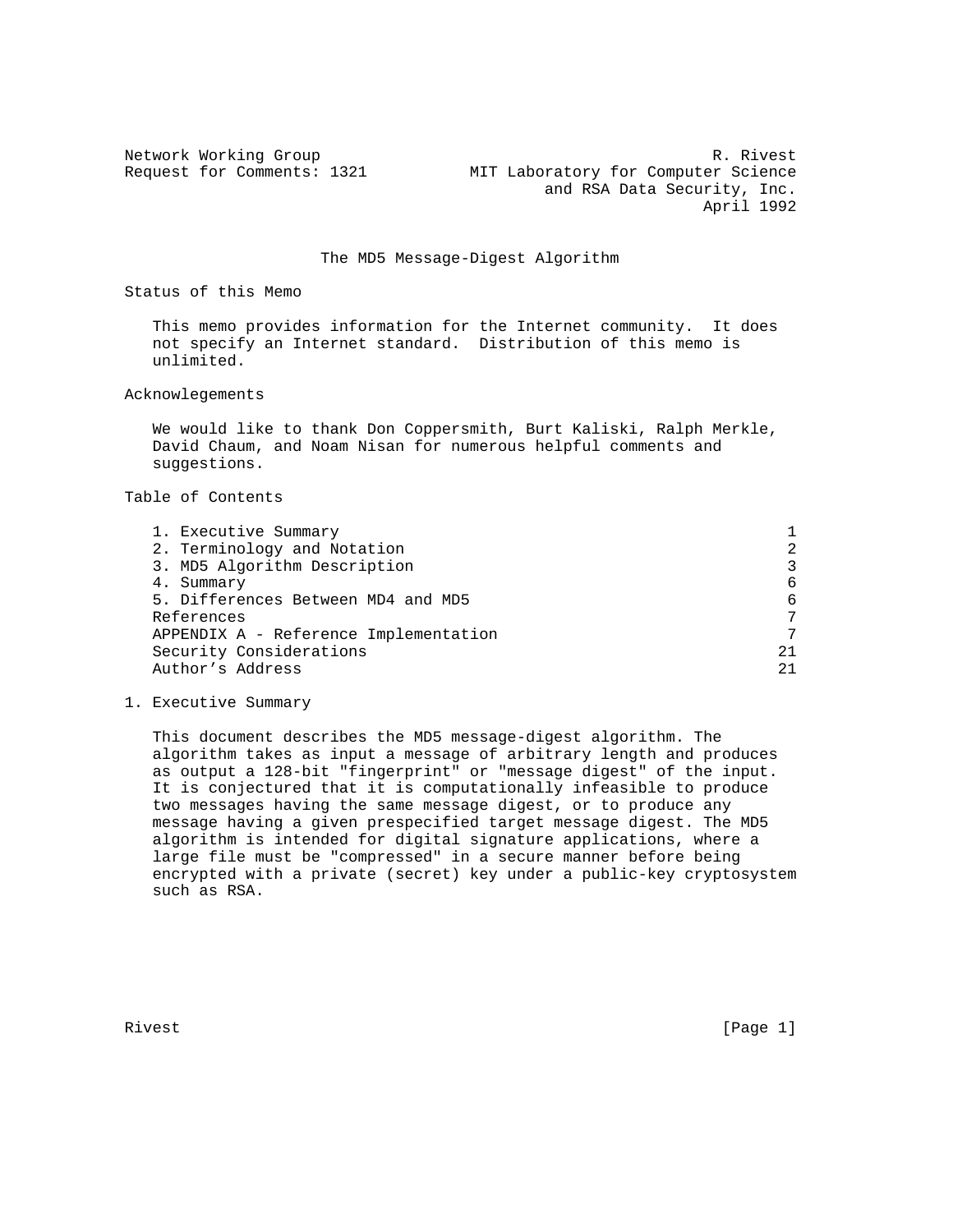Network Working Group R. Rivest
Request for Comments: 1321 MIT Laboratory for Computer Science
and RSA Data Security, Inc.
April 1992

# The MD5 Message-Digest Algorithm

## Status of this Memo

This memo provides information for the Internet community. It does not specify an Internet standard. Distribution of this memo is unlimited.

## Acknowlegements

We would like to thank Don Coppersmith, Burt Kaliski, Ralph Merkle, David Chaum, and Noam Nisan for numerous helpful comments and suggestions.

## Table of Contents

| | |
|---|---|
| 1. Executive Summary | 1 |
| 2. Terminology and Notation | 2 |
| 3. MD5 Algorithm Description | 3 |
| 4. Summary | 6 |
| 5. Differences Between MD4 and MD5 | 6 |
| References | 7 |
| APPENDIX A - Reference Implementation | 7 |
| Security Considerations | 21 |
| Author's Address | 21 |

## 1. Executive Summary

This document describes the MD5 message-digest algorithm. The algorithm takes as input a message of arbitrary length and produces as output a 128-bit "fingerprint" or "message digest" of the input. It is conjectured that it is computationally infeasible to produce two messages having the same message digest, or to produce any message having a given prespecified target message digest. The MD5 algorithm is intended for digital signature applications, where a large file must be "compressed" in a secure manner before being encrypted with a private (secret) key under a public-key cryptosystem such as RSA.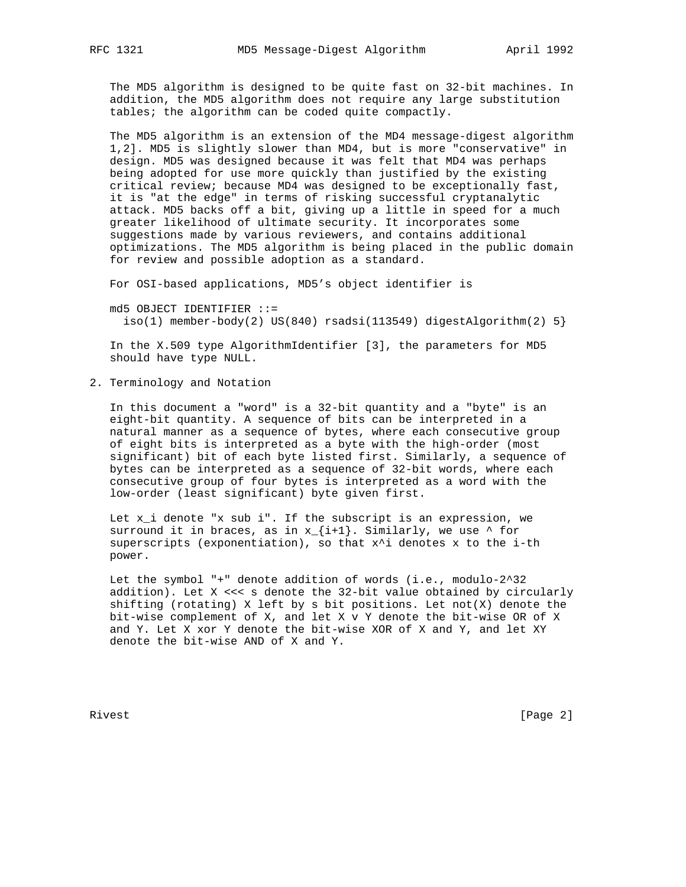The MD5 algorithm is designed to be quite fast on 32-bit machines. In addition, the MD5 algorithm does not require any large substitution tables; the algorithm can be coded quite compactly.

The MD5 algorithm is an extension of the MD4 message-digest algorithm 1,2]. MD5 is slightly slower than MD4, but is more "conservative" in design. MD5 was designed because it was felt that MD4 was perhaps being adopted for use more quickly than justified by the existing critical review; because MD4 was designed to be exceptionally fast, it is "at the edge" in terms of risking successful cryptanalytic attack. MD5 backs off a bit, giving up a little in speed for a much greater likelihood of ultimate security. It incorporates some suggestions made by various reviewers, and contains additional optimizations. The MD5 algorithm is being placed in the public domain for review and possible adoption as a standard.

For OSI-based applications, MD5's object identifier is

```
md5 OBJECT IDENTIFIER ::=
  iso(1) member-body(2) US(840) rsadsi(113549) digestAlgorithm(2) 5}
```

In the X.509 type AlgorithmIdentifier [3], the parameters for MD5 should have type NULL.

## 2. Terminology and Notation

In this document a "word" is a 32-bit quantity and a "byte" is an eight-bit quantity. A sequence of bits can be interpreted in a natural manner as a sequence of bytes, where each consecutive group of eight bits is interpreted as a byte with the high-order (most significant) bit of each byte listed first. Similarly, a sequence of bytes can be interpreted as a sequence of 32-bit words, where each consecutive group of four bytes is interpreted as a word with the low-order (least significant) byte given first.

Let x_i denote "x sub i". If the subscript is an expression, we surround it in braces, as in x_{i+1}. Similarly, we use ^ for superscripts (exponentiation), so that x^i denotes x to the i-th power.

Let the symbol "+" denote addition of words (i.e., modulo-2^32 addition). Let X <<< s denote the 32-bit value obtained by circularly shifting (rotating) X left by s bit positions. Let not(X) denote the bit-wise complement of X, and let X v Y denote the bit-wise OR of X and Y. Let X xor Y denote the bit-wise XOR of X and Y, and let XY denote the bit-wise AND of X and Y.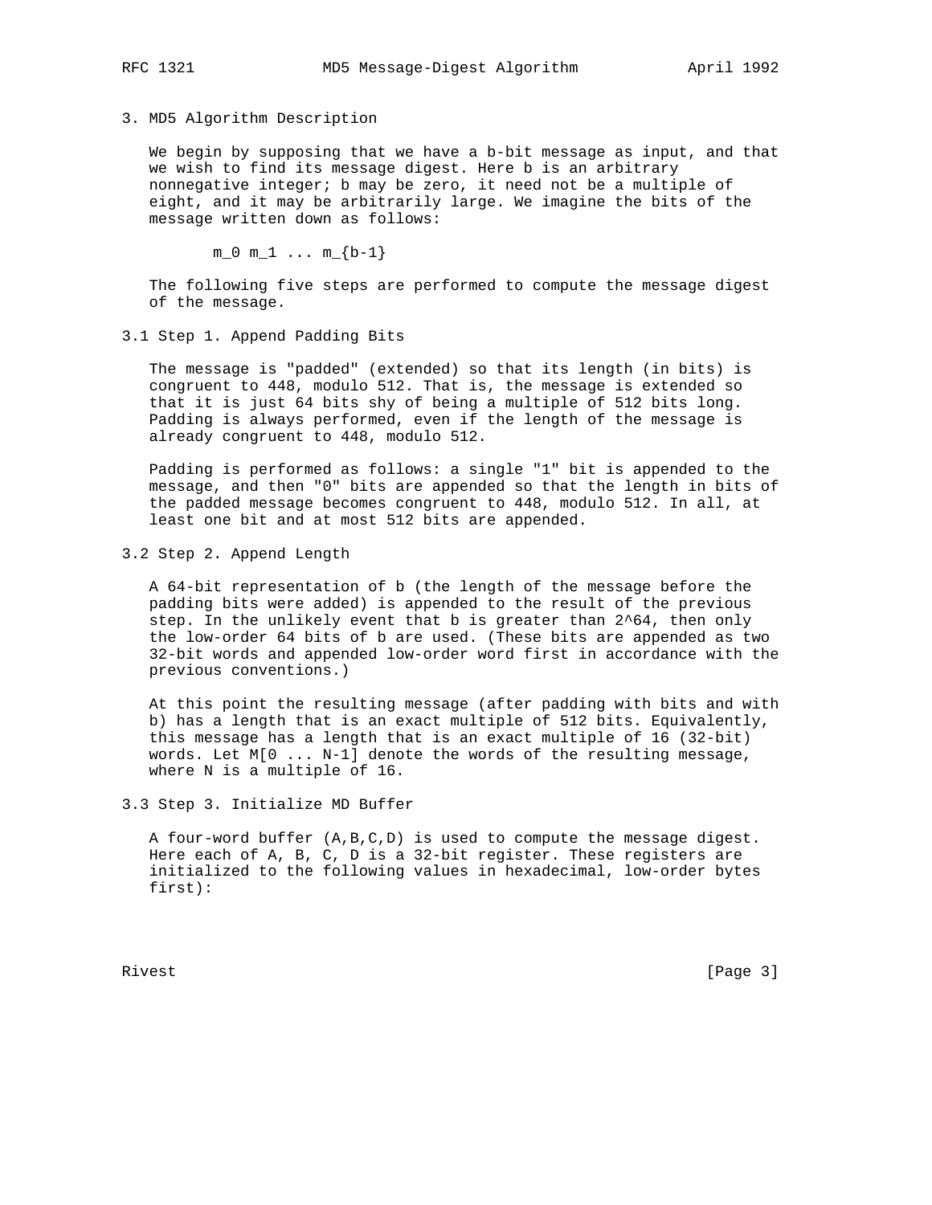## 3. MD5 Algorithm Description

We begin by supposing that we have a b-bit message as input, and that we wish to find its message digest. Here b is an arbitrary nonnegative integer; b may be zero, it need not be a multiple of eight, and it may be arbitrarily large. We imagine the bits of the message written down as follows:

$$m_0 \; m_1 \; \ldots \; m_{b-1}$$

The following five steps are performed to compute the message digest of the message.

### 3.1 Step 1. Append Padding Bits

The message is "padded" (extended) so that its length (in bits) is congruent to 448, modulo 512. That is, the message is extended so that it is just 64 bits shy of being a multiple of 512 bits long. Padding is always performed, even if the length of the message is already congruent to 448, modulo 512.

Padding is performed as follows: a single "1" bit is appended to the message, and then "0" bits are appended so that the length in bits of the padded message becomes congruent to 448, modulo 512. In all, at least one bit and at most 512 bits are appended.

### 3.2 Step 2. Append Length

A 64-bit representation of b (the length of the message before the padding bits were added) is appended to the result of the previous step. In the unlikely event that b is greater than $2^{64}$, then only the low-order 64 bits of b are used. (These bits are appended as two 32-bit words and appended low-order word first in accordance with the previous conventions.)

At this point the resulting message (after padding with bits and with b) has a length that is an exact multiple of 512 bits. Equivalently, this message has a length that is an exact multiple of 16 (32-bit) words. Let M[0 ... N-1] denote the words of the resulting message, where N is a multiple of 16.

### 3.3 Step 3. Initialize MD Buffer

A four-word buffer (A,B,C,D) is used to compute the message digest. Here each of A, B, C, D is a 32-bit register. These registers are initialized to the following values in hexadecimal, low-order bytes first):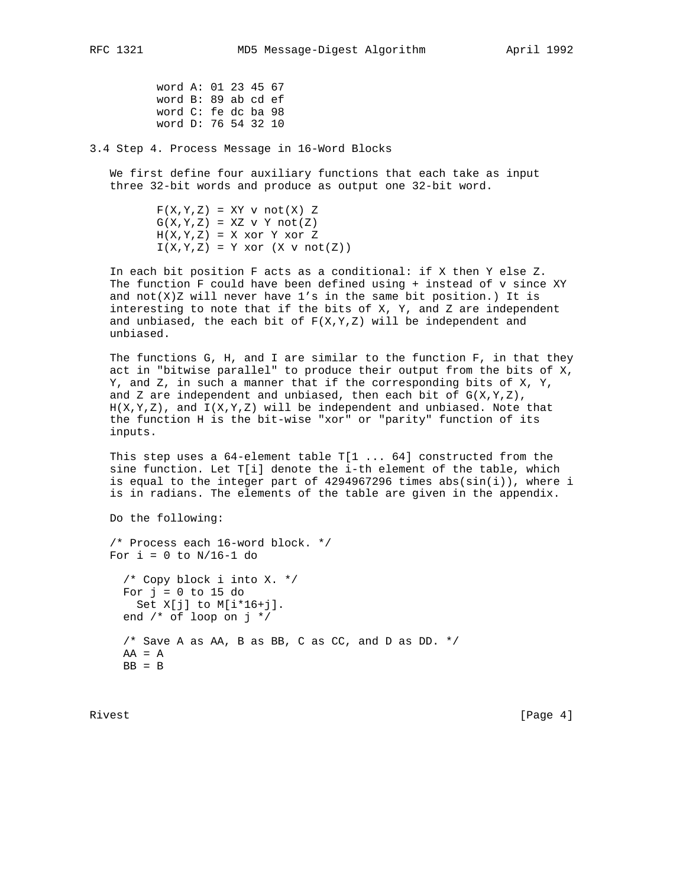```
word A: 01 23 45 67
word B: 89 ab cd ef
word C: fe dc ba 98
word D: 76 54 32 10
```

### 3.4 Step 4. Process Message in 16-Word Blocks

We first define four auxiliary functions that each take as input three 32-bit words and produce as output one 32-bit word.

```
F(X,Y,Z) = XY v not(X) Z
G(X,Y,Z) = XZ v Y not(Z)
H(X,Y,Z) = X xor Y xor Z
I(X,Y,Z) = Y xor (X v not(Z))
```

In each bit position F acts as a conditional: if X then Y else Z. The function F could have been defined using + instead of v since XY and not(X)Z will never have 1's in the same bit position.) It is interesting to note that if the bits of X, Y, and Z are independent and unbiased, the each bit of F(X,Y,Z) will be independent and unbiased.

The functions G, H, and I are similar to the function F, in that they act in "bitwise parallel" to produce their output from the bits of X, Y, and Z, in such a manner that if the corresponding bits of X, Y, and Z are independent and unbiased, then each bit of G(X,Y,Z), H(X,Y,Z), and I(X,Y,Z) will be independent and unbiased. Note that the function H is the bit-wise "xor" or "parity" function of its inputs.

This step uses a 64-element table T[1 ... 64] constructed from the sine function. Let T[i] denote the i-th element of the table, which is equal to the integer part of 4294967296 times abs(sin(i)), where i is in radians. The elements of the table are given in the appendix.

Do the following:

```
/* Process each 16-word block. */
For i = 0 to N/16-1 do

  /* Copy block i into X. */
  For j = 0 to 15 do
    Set X[j] to M[i*16+j].
  end /* of loop on j */

  /* Save A as AA, B as BB, C as CC, and D as DD. */
  AA = A
  BB = B
```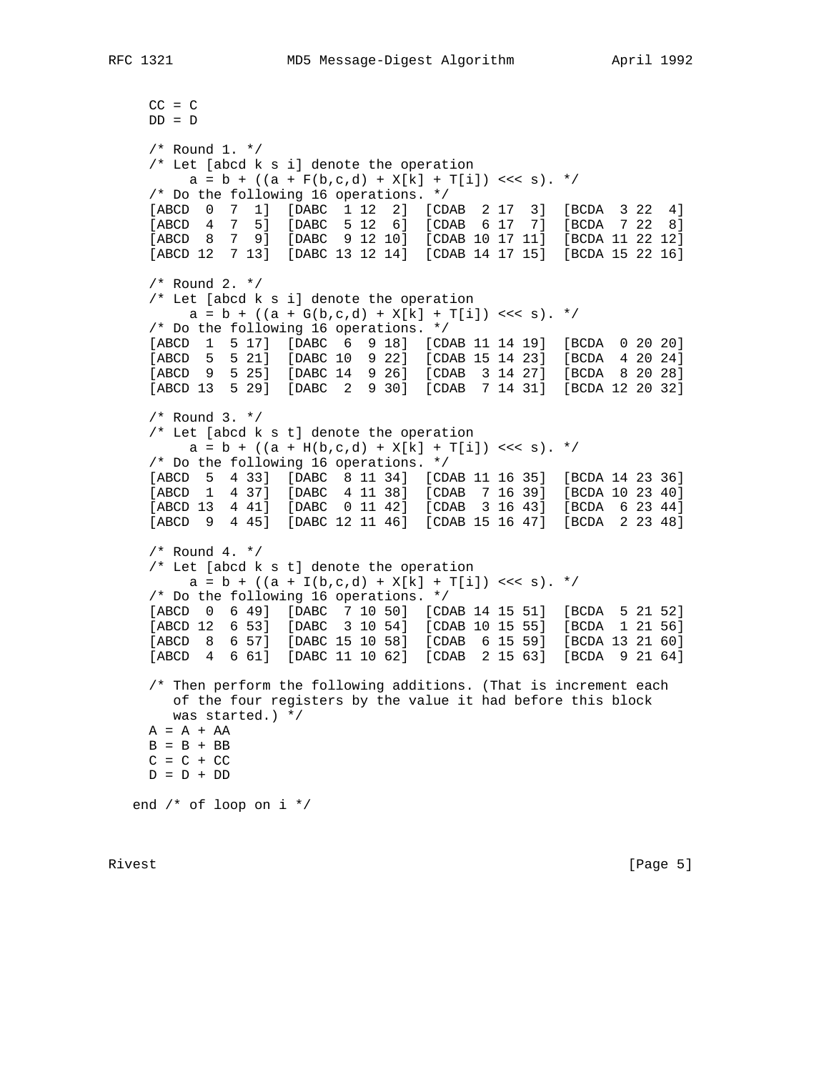```
     CC = C
     DD = D

     /* Round 1. */
     /* Let [abcd k s i] denote the operation
          a = b + ((a + F(b,c,d) + X[k] + T[i]) <<< s). */
     /* Do the following 16 operations. */
     [ABCD  0  7  1]  [DABC  1 12  2]  [CDAB  2 17  3]  [BCDA  3 22  4]
     [ABCD  4  7  5]  [DABC  5 12  6]  [CDAB  6 17  7]  [BCDA  7 22  8]
     [ABCD  8  7  9]  [DABC  9 12 10]  [CDAB 10 17 11]  [BCDA 11 22 12]
     [ABCD 12  7 13]  [DABC 13 12 14]  [CDAB 14 17 15]  [BCDA 15 22 16]

     /* Round 2. */
     /* Let [abcd k s i] denote the operation
          a = b + ((a + G(b,c,d) + X[k] + T[i]) <<< s). */
     /* Do the following 16 operations. */
     [ABCD  1  5 17]  [DABC  6  9 18]  [CDAB 11 14 19]  [BCDA  0 20 20]
     [ABCD  5  5 21]  [DABC 10  9 22]  [CDAB 15 14 23]  [BCDA  4 20 24]
     [ABCD  9  5 25]  [DABC 14  9 26]  [CDAB  3 14 27]  [BCDA  8 20 28]
     [ABCD 13  5 29]  [DABC  2  9 30]  [CDAB  7 14 31]  [BCDA 12 20 32]

     /* Round 3. */
     /* Let [abcd k s t] denote the operation
          a = b + ((a + H(b,c,d) + X[k] + T[i]) <<< s). */
     /* Do the following 16 operations. */
     [ABCD  5  4 33]  [DABC  8 11 34]  [CDAB 11 16 35]  [BCDA 14 23 36]
     [ABCD  1  4 37]  [DABC  4 11 38]  [CDAB  7 16 39]  [BCDA 10 23 40]
     [ABCD 13  4 41]  [DABC  0 11 42]  [CDAB  3 16 43]  [BCDA  6 23 44]
     [ABCD  9  4 45]  [DABC 12 11 46]  [CDAB 15 16 47]  [BCDA  2 23 48]

     /* Round 4. */
     /* Let [abcd k s t] denote the operation
          a = b + ((a + I(b,c,d) + X[k] + T[i]) <<< s). */
     /* Do the following 16 operations. */
     [ABCD  0  6 49]  [DABC  7 10 50]  [CDAB 14 15 51]  [BCDA  5 21 52]
     [ABCD 12  6 53]  [DABC  3 10 54]  [CDAB 10 15 55]  [BCDA  1 21 56]
     [ABCD  8  6 57]  [DABC 15 10 58]  [CDAB  6 15 59]  [BCDA 13 21 60]
     [ABCD  4  6 61]  [DABC 11 10 62]  [CDAB  2 15 63]  [BCDA  9 21 64]

     /* Then perform the following additions. (That is increment each
        of the four registers by the value it had before this block
        was started.) */
     A = A + AA
     B = B + BB
     C = C + CC
     D = D + DD

   end /* of loop on i */
```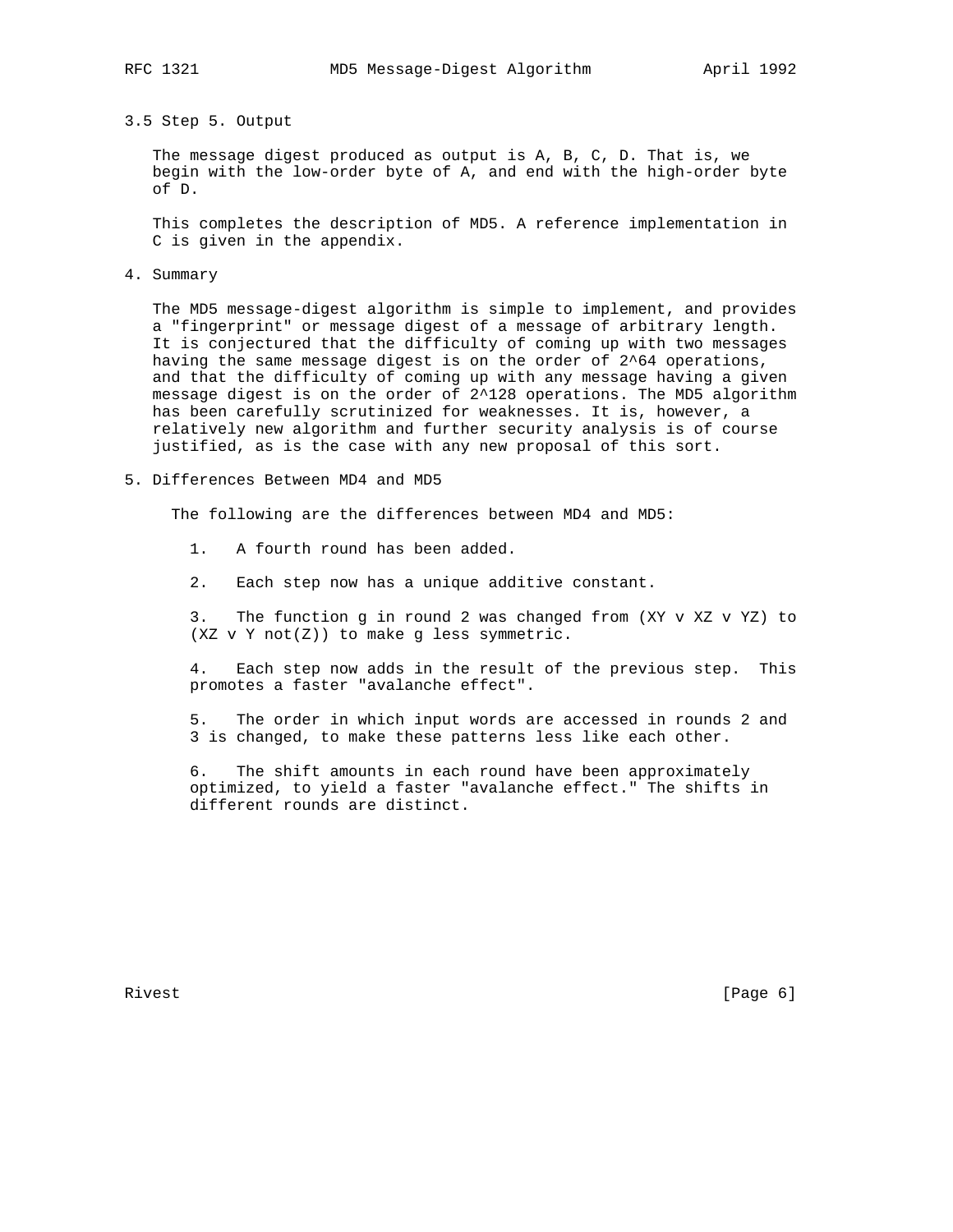## 3.5 Step 5. Output

The message digest produced as output is A, B, C, D. That is, we begin with the low-order byte of A, and end with the high-order byte of D.

This completes the description of MD5. A reference implementation in C is given in the appendix.

# 4. Summary

The MD5 message-digest algorithm is simple to implement, and provides a "fingerprint" or message digest of a message of arbitrary length. It is conjectured that the difficulty of coming up with two messages having the same message digest is on the order of $2^{64}$ operations, and that the difficulty of coming up with any message having a given message digest is on the order of $2^{128}$ operations. The MD5 algorithm has been carefully scrutinized for weaknesses. It is, however, a relatively new algorithm and further security analysis is of course justified, as is the case with any new proposal of this sort.

# 5. Differences Between MD4 and MD5

The following are the differences between MD4 and MD5:

1. A fourth round has been added.

2. Each step now has a unique additive constant.

3. The function g in round 2 was changed from (XY v XZ v YZ) to (XZ v Y not(Z)) to make g less symmetric.

4. Each step now adds in the result of the previous step. This promotes a faster "avalanche effect".

5. The order in which input words are accessed in rounds 2 and 3 is changed, to make these patterns less like each other.

6. The shift amounts in each round have been approximately optimized, to yield a faster "avalanche effect." The shifts in different rounds are distinct.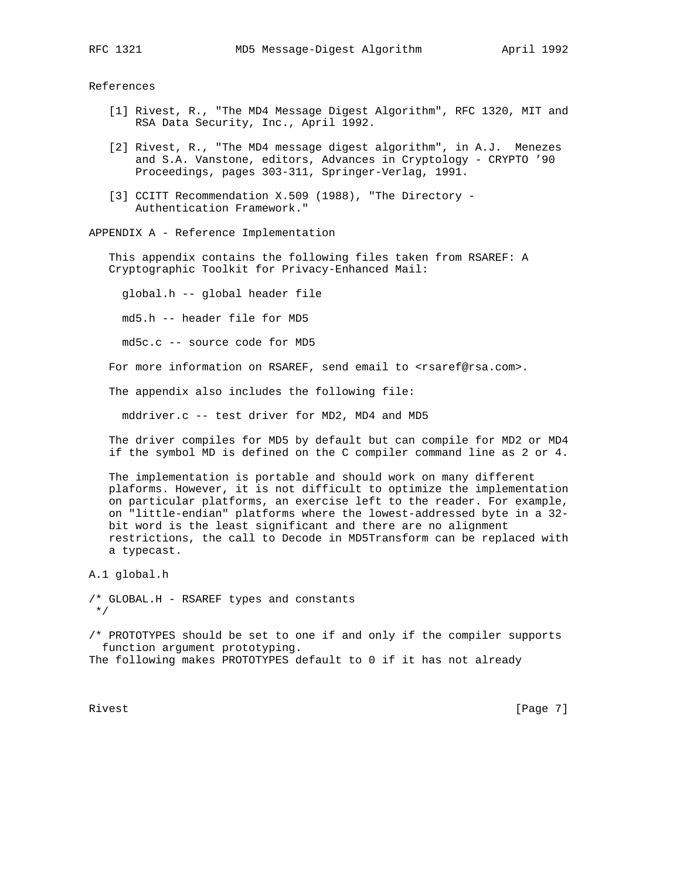## References

[1] Rivest, R., "The MD4 Message Digest Algorithm", RFC 1320, MIT and RSA Data Security, Inc., April 1992.

[2] Rivest, R., "The MD4 message digest algorithm", in A.J. Menezes and S.A. Vanstone, editors, Advances in Cryptology - CRYPTO '90 Proceedings, pages 303-311, Springer-Verlag, 1991.

[3] CCITT Recommendation X.509 (1988), "The Directory - Authentication Framework."

## APPENDIX A - Reference Implementation

This appendix contains the following files taken from RSAREF: A Cryptographic Toolkit for Privacy-Enhanced Mail:

global.h -- global header file

md5.h -- header file for MD5

md5c.c -- source code for MD5

For more information on RSAREF, send email to <rsaref@rsa.com>.

The appendix also includes the following file:

mddriver.c -- test driver for MD2, MD4 and MD5

The driver compiles for MD5 by default but can compile for MD2 or MD4 if the symbol MD is defined on the C compiler command line as 2 or 4.

The implementation is portable and should work on many different plaforms. However, it is not difficult to optimize the implementation on particular platforms, an exercise left to the reader. For example, on "little-endian" platforms where the lowest-addressed byte in a 32-bit word is the least significant and there are no alignment restrictions, the call to Decode in MD5Transform can be replaced with a typecast.

### A.1 global.h

```
/* GLOBAL.H - RSAREF types and constants
 */

/* PROTOTYPES should be set to one if and only if the compiler supports
  function argument prototyping.
The following makes PROTOTYPES default to 0 if it has not already
```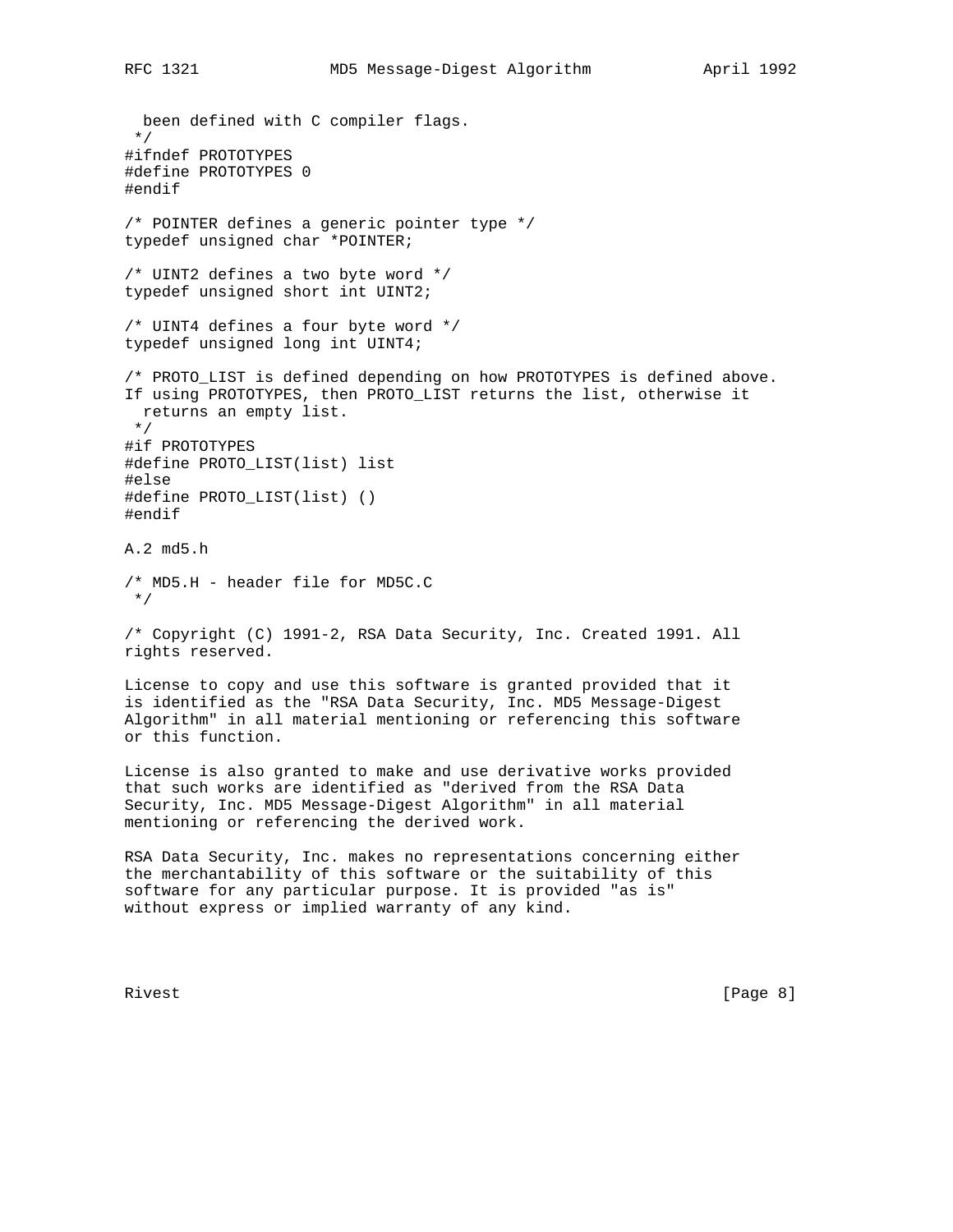```
  been defined with C compiler flags.
 */
#ifndef PROTOTYPES
#define PROTOTYPES 0
#endif

/* POINTER defines a generic pointer type */
typedef unsigned char *POINTER;

/* UINT2 defines a two byte word */
typedef unsigned short int UINT2;

/* UINT4 defines a four byte word */
typedef unsigned long int UINT4;

/* PROTO_LIST is defined depending on how PROTOTYPES is defined above.
If using PROTOTYPES, then PROTO_LIST returns the list, otherwise it
  returns an empty list.
 */
#if PROTOTYPES
#define PROTO_LIST(list) list
#else
#define PROTO_LIST(list) ()
#endif
```

A.2 md5.h

```
/* MD5.H - header file for MD5C.C
 */

/* Copyright (C) 1991-2, RSA Data Security, Inc. Created 1991. All
rights reserved.

License to copy and use this software is granted provided that it
is identified as the "RSA Data Security, Inc. MD5 Message-Digest
Algorithm" in all material mentioning or referencing this software
or this function.

License is also granted to make and use derivative works provided
that such works are identified as "derived from the RSA Data
Security, Inc. MD5 Message-Digest Algorithm" in all material
mentioning or referencing the derived work.

RSA Data Security, Inc. makes no representations concerning either
the merchantability of this software or the suitability of this
software for any particular purpose. It is provided "as is"
without express or implied warranty of any kind.
```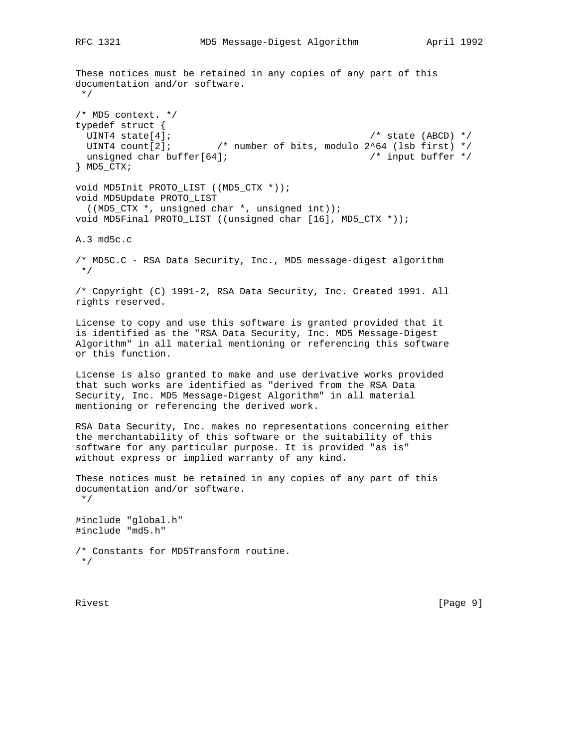```
These notices must be retained in any copies of any part of this
documentation and/or software.
 */

/* MD5 context. */
typedef struct {
  UINT4 state[4];                                   /* state (ABCD) */
  UINT4 count[2];        /* number of bits, modulo 2^64 (lsb first) */
  unsigned char buffer[64];                         /* input buffer */
} MD5_CTX;

void MD5Init PROTO_LIST ((MD5_CTX *));
void MD5Update PROTO_LIST
  ((MD5_CTX *, unsigned char *, unsigned int));
void MD5Final PROTO_LIST ((unsigned char [16], MD5_CTX *));
```

A.3 md5c.c

```
/* MD5C.C - RSA Data Security, Inc., MD5 message-digest algorithm
 */

/* Copyright (C) 1991-2, RSA Data Security, Inc. Created 1991. All
rights reserved.

License to copy and use this software is granted provided that it
is identified as the "RSA Data Security, Inc. MD5 Message-Digest
Algorithm" in all material mentioning or referencing this software
or this function.

License is also granted to make and use derivative works provided
that such works are identified as "derived from the RSA Data
Security, Inc. MD5 Message-Digest Algorithm" in all material
mentioning or referencing the derived work.

RSA Data Security, Inc. makes no representations concerning either
the merchantability of this software or the suitability of this
software for any particular purpose. It is provided "as is"
without express or implied warranty of any kind.

These notices must be retained in any copies of any part of this
documentation and/or software.
 */

#include "global.h"
#include "md5.h"

/* Constants for MD5Transform routine.
 */
```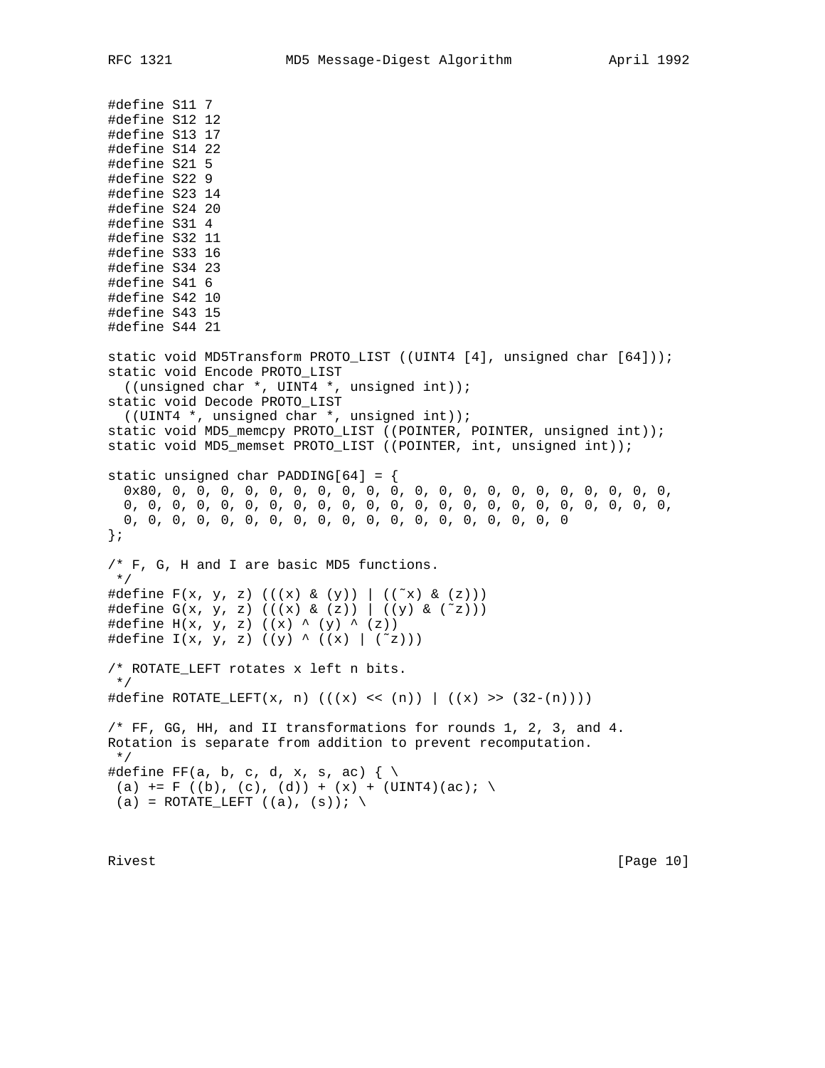```
#define S11 7
#define S12 12
#define S13 17
#define S14 22
#define S21 5
#define S22 9
#define S23 14
#define S24 20
#define S31 4
#define S32 11
#define S33 16
#define S34 23
#define S41 6
#define S42 10
#define S43 15
#define S44 21

static void MD5Transform PROTO_LIST ((UINT4 [4], unsigned char [64]));
static void Encode PROTO_LIST
  ((unsigned char *, UINT4 *, unsigned int));
static void Decode PROTO_LIST
  ((UINT4 *, unsigned char *, unsigned int));
static void MD5_memcpy PROTO_LIST ((POINTER, POINTER, unsigned int));
static void MD5_memset PROTO_LIST ((POINTER, int, unsigned int));

static unsigned char PADDING[64] = {
  0x80, 0, 0, 0, 0, 0, 0, 0, 0, 0, 0, 0, 0, 0, 0, 0, 0, 0, 0, 0, 0, 0,
  0, 0, 0, 0, 0, 0, 0, 0, 0, 0, 0, 0, 0, 0, 0, 0, 0, 0, 0, 0, 0, 0, 0, 0,
  0, 0, 0, 0, 0, 0, 0, 0, 0, 0, 0, 0, 0, 0, 0, 0, 0, 0, 0
};

/* F, G, H and I are basic MD5 functions.
 */
#define F(x, y, z) (((x) & (y)) | ((~x) & (z)))
#define G(x, y, z) (((x) & (z)) | ((y) & (~z)))
#define H(x, y, z) ((x) ^ (y) ^ (z))
#define I(x, y, z) ((y) ^ ((x) | (~z)))

/* ROTATE_LEFT rotates x left n bits.
 */
#define ROTATE_LEFT(x, n) (((x) << (n)) | ((x) >> (32-(n))))

/* FF, GG, HH, and II transformations for rounds 1, 2, 3, and 4.
Rotation is separate from addition to prevent recomputation.
 */
#define FF(a, b, c, d, x, s, ac) { \
 (a) += F ((b), (c), (d)) + (x) + (UINT4)(ac); \
 (a) = ROTATE_LEFT ((a), (s)); \
```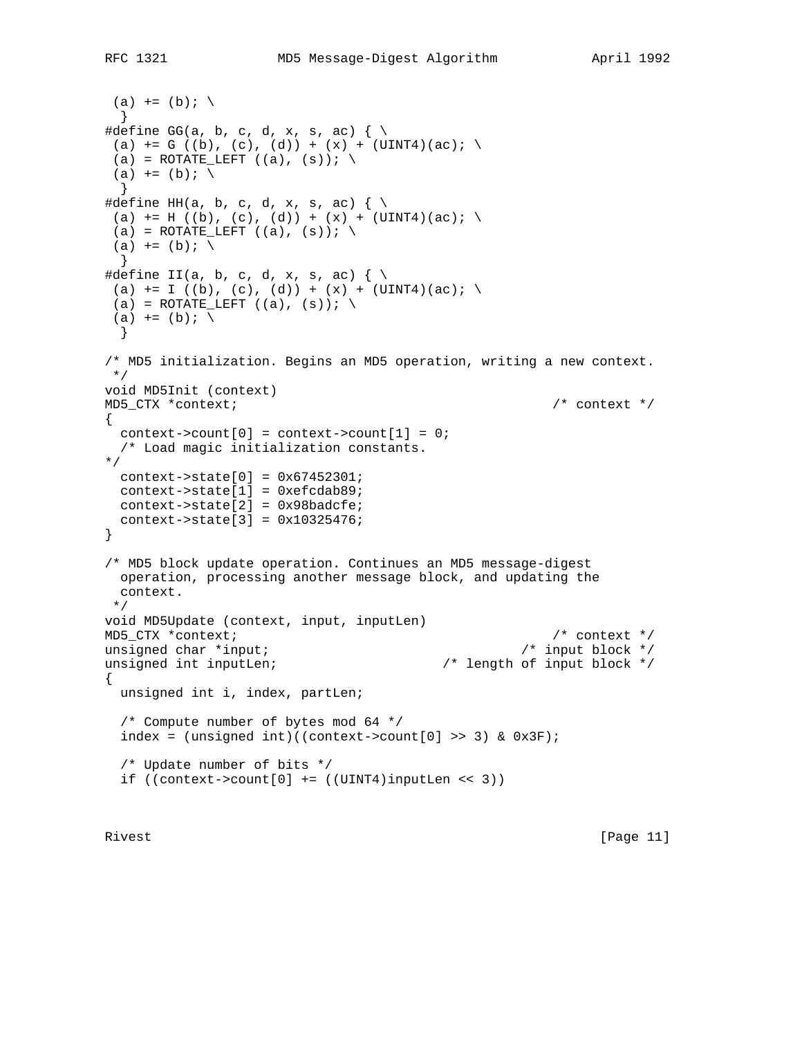```
 (a) += (b); \
  }
#define GG(a, b, c, d, x, s, ac) { \
 (a) += G ((b), (c), (d)) + (x) + (UINT4)(ac); \
 (a) = ROTATE_LEFT ((a), (s)); \
 (a) += (b); \
  }
#define HH(a, b, c, d, x, s, ac) { \
 (a) += H ((b), (c), (d)) + (x) + (UINT4)(ac); \
 (a) = ROTATE_LEFT ((a), (s)); \
 (a) += (b); \
  }
#define II(a, b, c, d, x, s, ac) { \
 (a) += I ((b), (c), (d)) + (x) + (UINT4)(ac); \
 (a) = ROTATE_LEFT ((a), (s)); \
 (a) += (b); \
  }

/* MD5 initialization. Begins an MD5 operation, writing a new context.
 */
void MD5Init (context)
MD5_CTX *context;                                        /* context */
{
  context->count[0] = context->count[1] = 0;
  /* Load magic initialization constants.
*/
  context->state[0] = 0x67452301;
  context->state[1] = 0xefcdab89;
  context->state[2] = 0x98badcfe;
  context->state[3] = 0x10325476;
}

/* MD5 block update operation. Continues an MD5 message-digest
  operation, processing another message block, and updating the
  context.
 */
void MD5Update (context, input, inputLen)
MD5_CTX *context;                                        /* context */
unsigned char *input;                                /* input block */
unsigned int inputLen;                     /* length of input block */
{
  unsigned int i, index, partLen;

  /* Compute number of bytes mod 64 */
  index = (unsigned int)((context->count[0] >> 3) & 0x3F);

  /* Update number of bits */
  if ((context->count[0] += ((UINT4)inputLen << 3))
```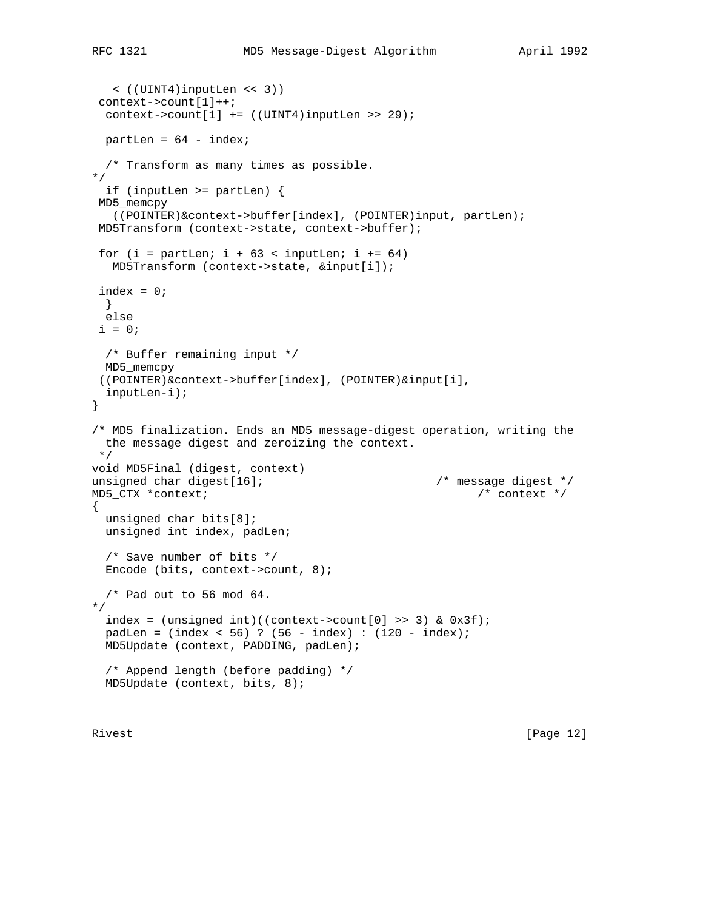```
   < ((UINT4)inputLen << 3))
 context->count[1]++;
  context->count[1] += ((UINT4)inputLen >> 29);

  partLen = 64 - index;

  /* Transform as many times as possible.
*/
  if (inputLen >= partLen) {
 MD5_memcpy
   ((POINTER)&context->buffer[index], (POINTER)input, partLen);
 MD5Transform (context->state, context->buffer);

 for (i = partLen; i + 63 < inputLen; i += 64)
   MD5Transform (context->state, &input[i]);

 index = 0;
  }
  else
 i = 0;

  /* Buffer remaining input */
  MD5_memcpy
 ((POINTER)&context->buffer[index], (POINTER)&input[i],
  inputLen-i);
}

/* MD5 finalization. Ends an MD5 message-digest operation, writing the
  the message digest and zeroizing the context.
 */
void MD5Final (digest, context)
unsigned char digest[16];                         /* message digest */
MD5_CTX *context;                                       /* context */
{
  unsigned char bits[8];
  unsigned int index, padLen;

  /* Save number of bits */
  Encode (bits, context->count, 8);

  /* Pad out to 56 mod 64.
*/
  index = (unsigned int)((context->count[0] >> 3) & 0x3f);
  padLen = (index < 56) ? (56 - index) : (120 - index);
  MD5Update (context, PADDING, padLen);

  /* Append length (before padding) */
  MD5Update (context, bits, 8);
```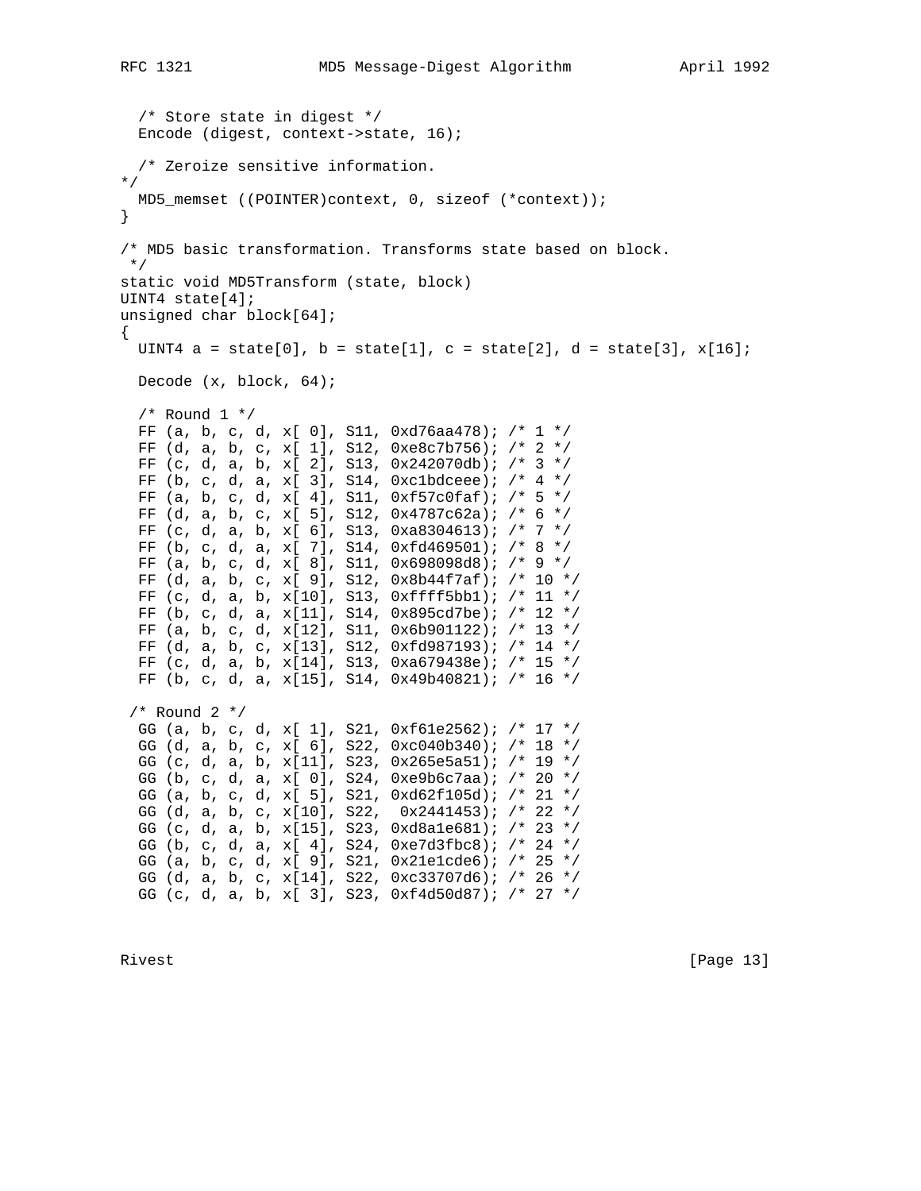```
  /* Store state in digest */
  Encode (digest, context->state, 16);

  /* Zeroize sensitive information.
*/
  MD5_memset ((POINTER)context, 0, sizeof (*context));
}

/* MD5 basic transformation. Transforms state based on block.
 */
static void MD5Transform (state, block)
UINT4 state[4];
unsigned char block[64];
{
  UINT4 a = state[0], b = state[1], c = state[2], d = state[3], x[16];

  Decode (x, block, 64);

  /* Round 1 */
  FF (a, b, c, d, x[ 0], S11, 0xd76aa478); /* 1 */
  FF (d, a, b, c, x[ 1], S12, 0xe8c7b756); /* 2 */
  FF (c, d, a, b, x[ 2], S13, 0x242070db); /* 3 */
  FF (b, c, d, a, x[ 3], S14, 0xc1bdceee); /* 4 */
  FF (a, b, c, d, x[ 4], S11, 0xf57c0faf); /* 5 */
  FF (d, a, b, c, x[ 5], S12, 0x4787c62a); /* 6 */
  FF (c, d, a, b, x[ 6], S13, 0xa8304613); /* 7 */
  FF (b, c, d, a, x[ 7], S14, 0xfd469501); /* 8 */
  FF (a, b, c, d, x[ 8], S11, 0x698098d8); /* 9 */
  FF (d, a, b, c, x[ 9], S12, 0x8b44f7af); /* 10 */
  FF (c, d, a, b, x[10], S13, 0xffff5bb1); /* 11 */
  FF (b, c, d, a, x[11], S14, 0x895cd7be); /* 12 */
  FF (a, b, c, d, x[12], S11, 0x6b901122); /* 13 */
  FF (d, a, b, c, x[13], S12, 0xfd987193); /* 14 */
  FF (c, d, a, b, x[14], S13, 0xa679438e); /* 15 */
  FF (b, c, d, a, x[15], S14, 0x49b40821); /* 16 */

 /* Round 2 */
  GG (a, b, c, d, x[ 1], S21, 0xf61e2562); /* 17 */
  GG (d, a, b, c, x[ 6], S22, 0xc040b340); /* 18 */
  GG (c, d, a, b, x[11], S23, 0x265e5a51); /* 19 */
  GG (b, c, d, a, x[ 0], S24, 0xe9b6c7aa); /* 20 */
  GG (a, b, c, d, x[ 5], S21, 0xd62f105d); /* 21 */
  GG (d, a, b, c, x[10], S22,  0x2441453); /* 22 */
  GG (c, d, a, b, x[15], S23, 0xd8a1e681); /* 23 */
  GG (b, c, d, a, x[ 4], S24, 0xe7d3fbc8); /* 24 */
  GG (a, b, c, d, x[ 9], S21, 0x21e1cde6); /* 25 */
  GG (d, a, b, c, x[14], S22, 0xc33707d6); /* 26 */
  GG (c, d, a, b, x[ 3], S23, 0xf4d50d87); /* 27 */
```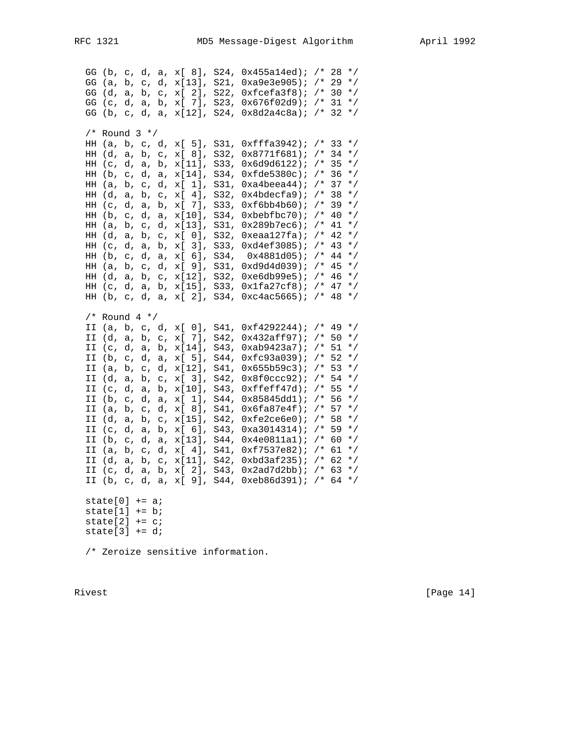```
  GG (b, c, d, a, x[ 8], S24, 0x455a14ed); /* 28 */
  GG (a, b, c, d, x[13], S21, 0xa9e3e905); /* 29 */
  GG (d, a, b, c, x[ 2], S22, 0xfcefa3f8); /* 30 */
  GG (c, d, a, b, x[ 7], S23, 0x676f02d9); /* 31 */
  GG (b, c, d, a, x[12], S24, 0x8d2a4c8a); /* 32 */

  /* Round 3 */
  HH (a, b, c, d, x[ 5], S31, 0xfffa3942); /* 33 */
  HH (d, a, b, c, x[ 8], S32, 0x8771f681); /* 34 */
  HH (c, d, a, b, x[11], S33, 0x6d9d6122); /* 35 */
  HH (b, c, d, a, x[14], S34, 0xfde5380c); /* 36 */
  HH (a, b, c, d, x[ 1], S31, 0xa4beea44); /* 37 */
  HH (d, a, b, c, x[ 4], S32, 0x4bdecfa9); /* 38 */
  HH (c, d, a, b, x[ 7], S33, 0xf6bb4b60); /* 39 */
  HH (b, c, d, a, x[10], S34, 0xbebfbc70); /* 40 */
  HH (a, b, c, d, x[13], S31, 0x289b7ec6); /* 41 */
  HH (d, a, b, c, x[ 0], S32, 0xeaa127fa); /* 42 */
  HH (c, d, a, b, x[ 3], S33, 0xd4ef3085); /* 43 */
  HH (b, c, d, a, x[ 6], S34,  0x4881d05); /* 44 */
  HH (a, b, c, d, x[ 9], S31, 0xd9d4d039); /* 45 */
  HH (d, a, b, c, x[12], S32, 0xe6db99e5); /* 46 */
  HH (c, d, a, b, x[15], S33, 0x1fa27cf8); /* 47 */
  HH (b, c, d, a, x[ 2], S34, 0xc4ac5665); /* 48 */

  /* Round 4 */
  II (a, b, c, d, x[ 0], S41, 0xf4292244); /* 49 */
  II (d, a, b, c, x[ 7], S42, 0x432aff97); /* 50 */
  II (c, d, a, b, x[14], S43, 0xab9423a7); /* 51 */
  II (b, c, d, a, x[ 5], S44, 0xfc93a039); /* 52 */
  II (a, b, c, d, x[12], S41, 0x655b59c3); /* 53 */
  II (d, a, b, c, x[ 3], S42, 0x8f0ccc92); /* 54 */
  II (c, d, a, b, x[10], S43, 0xffeff47d); /* 55 */
  II (b, c, d, a, x[ 1], S44, 0x85845dd1); /* 56 */
  II (a, b, c, d, x[ 8], S41, 0x6fa87e4f); /* 57 */
  II (d, a, b, c, x[15], S42, 0xfe2ce6e0); /* 58 */
  II (c, d, a, b, x[ 6], S43, 0xa3014314); /* 59 */
  II (b, c, d, a, x[13], S44, 0x4e0811a1); /* 60 */
  II (a, b, c, d, x[ 4], S41, 0xf7537e82); /* 61 */
  II (d, a, b, c, x[11], S42, 0xbd3af235); /* 62 */
  II (c, d, a, b, x[ 2], S43, 0x2ad7d2bb); /* 63 */
  II (b, c, d, a, x[ 9], S44, 0xeb86d391); /* 64 */

  state[0] += a;
  state[1] += b;
  state[2] += c;
  state[3] += d;

  /* Zeroize sensitive information.
```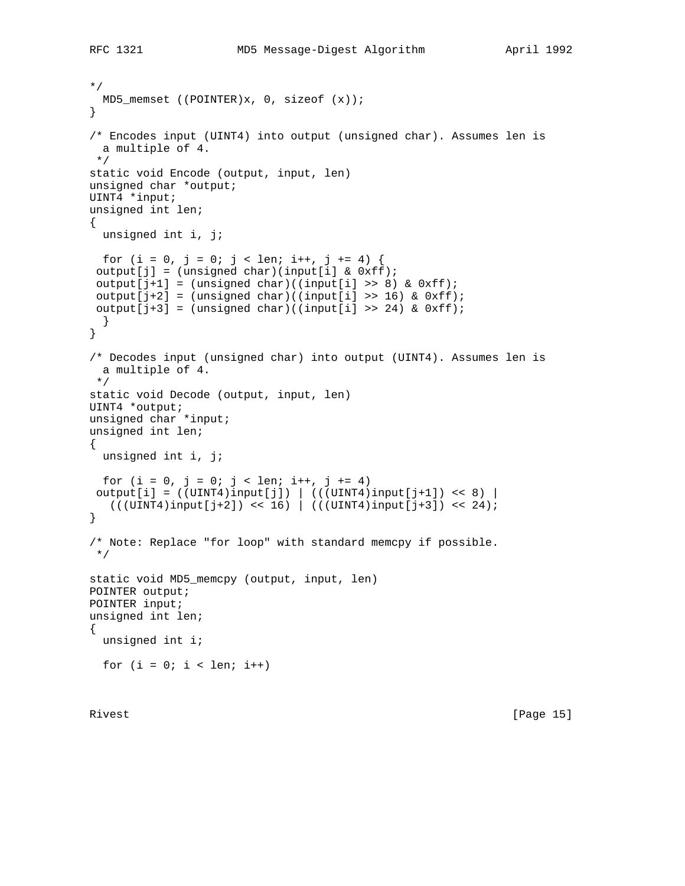```
*/
  MD5_memset ((POINTER)x, 0, sizeof (x));
}

/* Encodes input (UINT4) into output (unsigned char). Assumes len is
  a multiple of 4.
 */
static void Encode (output, input, len)
unsigned char *output;
UINT4 *input;
unsigned int len;
{
  unsigned int i, j;

  for (i = 0, j = 0; j < len; i++, j += 4) {
 output[j] = (unsigned char)(input[i] & 0xff);
 output[j+1] = (unsigned char)((input[i] >> 8) & 0xff);
 output[j+2] = (unsigned char)((input[i] >> 16) & 0xff);
 output[j+3] = (unsigned char)((input[i] >> 24) & 0xff);
  }
}

/* Decodes input (unsigned char) into output (UINT4). Assumes len is
  a multiple of 4.
 */
static void Decode (output, input, len)
UINT4 *output;
unsigned char *input;
unsigned int len;
{
  unsigned int i, j;

  for (i = 0, j = 0; j < len; i++, j += 4)
 output[i] = ((UINT4)input[j]) | (((UINT4)input[j+1]) << 8) |
   (((UINT4)input[j+2]) << 16) | (((UINT4)input[j+3]) << 24);
}

/* Note: Replace "for loop" with standard memcpy if possible.
 */

static void MD5_memcpy (output, input, len)
POINTER output;
POINTER input;
unsigned int len;
{
  unsigned int i;

  for (i = 0; i < len; i++)
```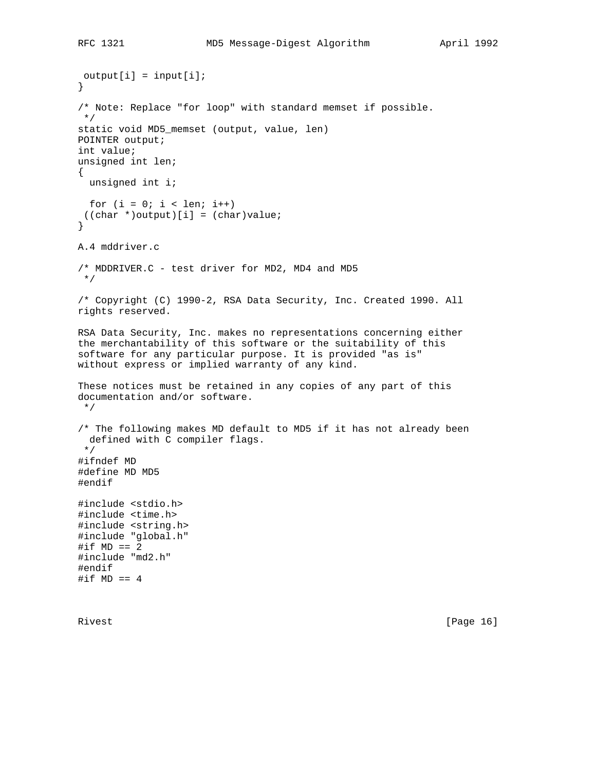```
 output[i] = input[i];
}

/* Note: Replace "for loop" with standard memset if possible.
 */
static void MD5_memset (output, value, len)
POINTER output;
int value;
unsigned int len;
{
  unsigned int i;

  for (i = 0; i < len; i++)
 ((char *)output)[i] = (char)value;
}
```

A.4 mddriver.c

```
/* MDDRIVER.C - test driver for MD2, MD4 and MD5
 */

/* Copyright (C) 1990-2, RSA Data Security, Inc. Created 1990. All
rights reserved.

RSA Data Security, Inc. makes no representations concerning either
the merchantability of this software or the suitability of this
software for any particular purpose. It is provided "as is"
without express or implied warranty of any kind.

These notices must be retained in any copies of any part of this
documentation and/or software.
 */

/* The following makes MD default to MD5 if it has not already been
  defined with C compiler flags.
 */
#ifndef MD
#define MD MD5
#endif

#include <stdio.h>
#include <time.h>
#include <string.h>
#include "global.h"
#if MD == 2
#include "md2.h"
#endif
#if MD == 4
```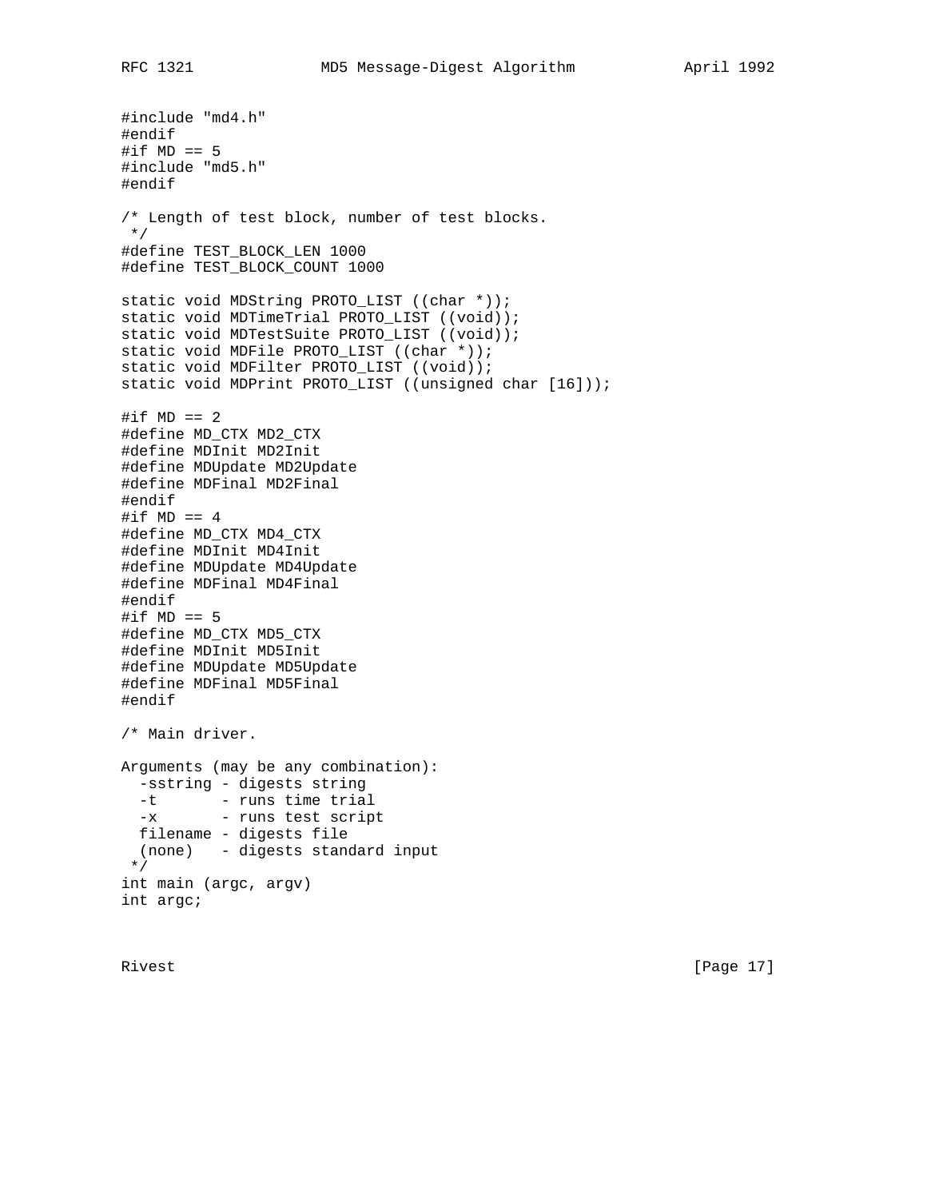```
#include "md4.h"
#endif
#if MD == 5
#include "md5.h"
#endif

/* Length of test block, number of test blocks.
 */
#define TEST_BLOCK_LEN 1000
#define TEST_BLOCK_COUNT 1000

static void MDString PROTO_LIST ((char *));
static void MDTimeTrial PROTO_LIST ((void));
static void MDTestSuite PROTO_LIST ((void));
static void MDFile PROTO_LIST ((char *));
static void MDFilter PROTO_LIST ((void));
static void MDPrint PROTO_LIST ((unsigned char [16]));

#if MD == 2
#define MD_CTX MD2_CTX
#define MDInit MD2Init
#define MDUpdate MD2Update
#define MDFinal MD2Final
#endif
#if MD == 4
#define MD_CTX MD4_CTX
#define MDInit MD4Init
#define MDUpdate MD4Update
#define MDFinal MD4Final
#endif
#if MD == 5
#define MD_CTX MD5_CTX
#define MDInit MD5Init
#define MDUpdate MD5Update
#define MDFinal MD5Final
#endif

/* Main driver.

Arguments (may be any combination):
  -sstring - digests string
  -t       - runs time trial
  -x       - runs test script
  filename - digests file
  (none)   - digests standard input
 */
int main (argc, argv)
int argc;
```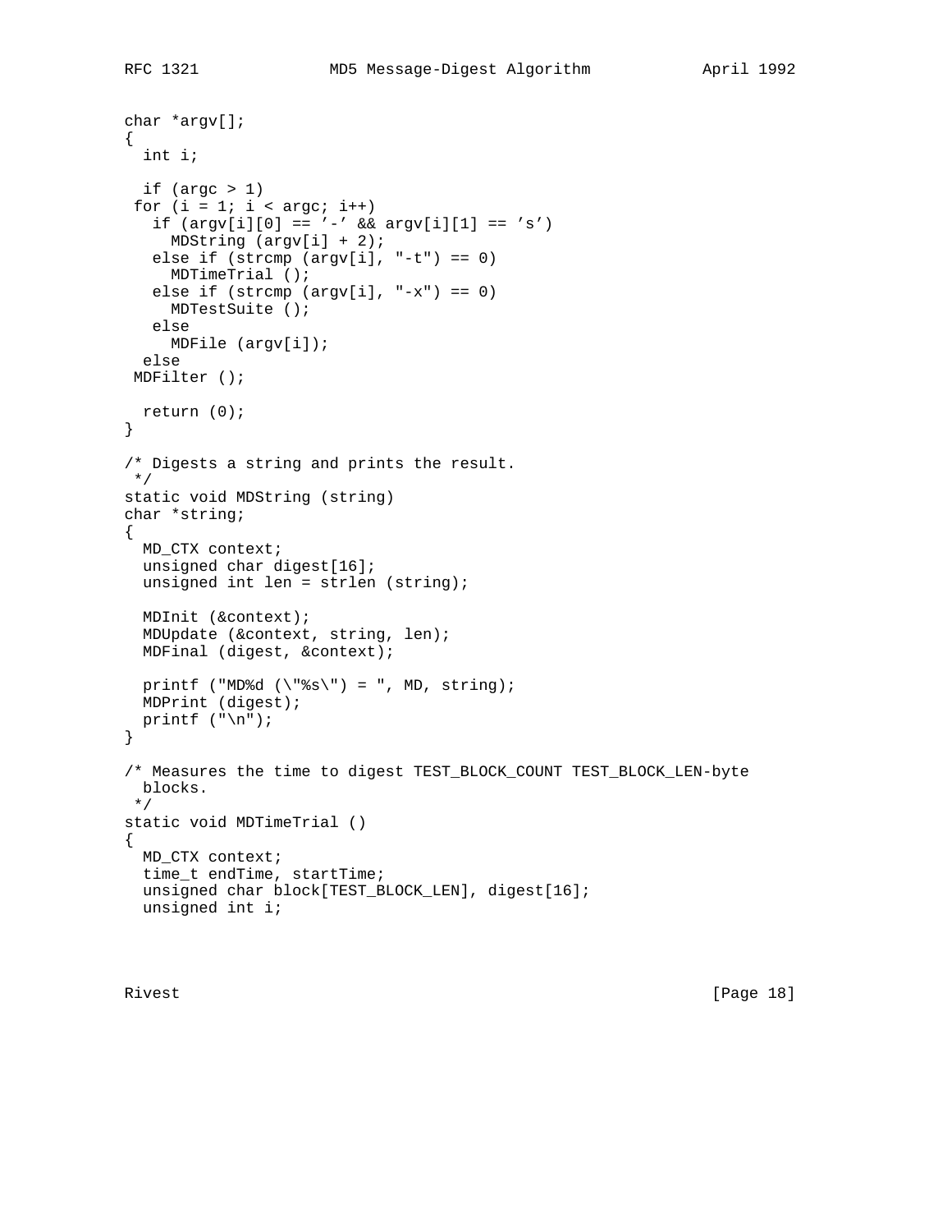```
char *argv[];
{
  int i;

  if (argc > 1)
 for (i = 1; i < argc; i++)
   if (argv[i][0] == '-' && argv[i][1] == 's')
     MDString (argv[i] + 2);
   else if (strcmp (argv[i], "-t") == 0)
     MDTimeTrial ();
   else if (strcmp (argv[i], "-x") == 0)
     MDTestSuite ();
   else
     MDFile (argv[i]);
  else
 MDFilter ();

  return (0);
}

/* Digests a string and prints the result.
 */
static void MDString (string)
char *string;
{
  MD_CTX context;
  unsigned char digest[16];
  unsigned int len = strlen (string);

  MDInit (&context);
  MDUpdate (&context, string, len);
  MDFinal (digest, &context);

  printf ("MD%d (\"%s\") = ", MD, string);
  MDPrint (digest);
  printf ("\n");
}

/* Measures the time to digest TEST_BLOCK_COUNT TEST_BLOCK_LEN-byte
  blocks.
 */
static void MDTimeTrial ()
{
  MD_CTX context;
  time_t endTime, startTime;
  unsigned char block[TEST_BLOCK_LEN], digest[16];
  unsigned int i;
```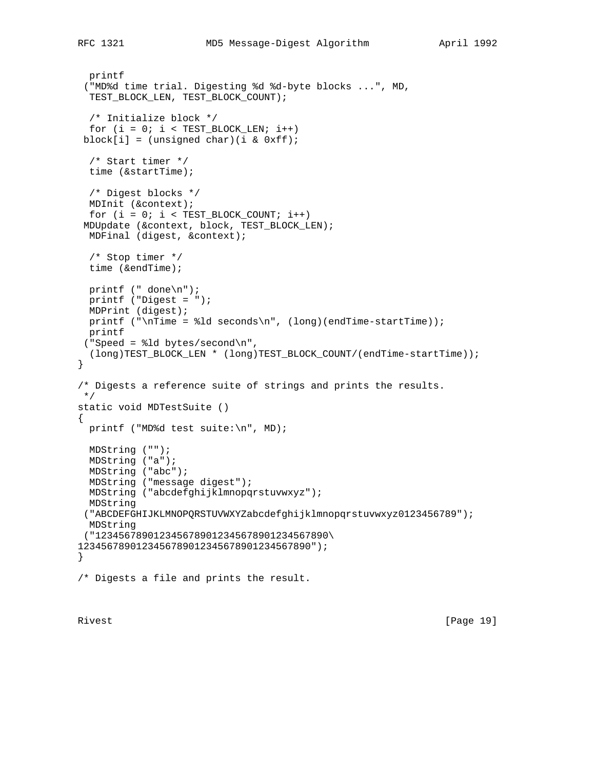```
  printf
 ("MD%d time trial. Digesting %d %d-byte blocks ...", MD,
  TEST_BLOCK_LEN, TEST_BLOCK_COUNT);

  /* Initialize block */
  for (i = 0; i < TEST_BLOCK_LEN; i++)
 block[i] = (unsigned char)(i & 0xff);

  /* Start timer */
  time (&startTime);

  /* Digest blocks */
  MDInit (&context);
  for (i = 0; i < TEST_BLOCK_COUNT; i++)
 MDUpdate (&context, block, TEST_BLOCK_LEN);
  MDFinal (digest, &context);

  /* Stop timer */
  time (&endTime);

  printf (" done\n");
  printf ("Digest = ");
  MDPrint (digest);
  printf ("\nTime = %ld seconds\n", (long)(endTime-startTime));
  printf
 ("Speed = %ld bytes/second\n",
  (long)TEST_BLOCK_LEN * (long)TEST_BLOCK_COUNT/(endTime-startTime));
}

/* Digests a reference suite of strings and prints the results.
 */
static void MDTestSuite ()
{
  printf ("MD%d test suite:\n", MD);

  MDString ("");
  MDString ("a");
  MDString ("abc");
  MDString ("message digest");
  MDString ("abcdefghijklmnopqrstuvwxyz");
  MDString
 ("ABCDEFGHIJKLMNOPQRSTUVWXYZabcdefghijklmnopqrstuvwxyz0123456789");
  MDString
 ("1234567890123456789012345678901234567890\
1234567890123456789012345678901234567890");
}

/* Digests a file and prints the result.
```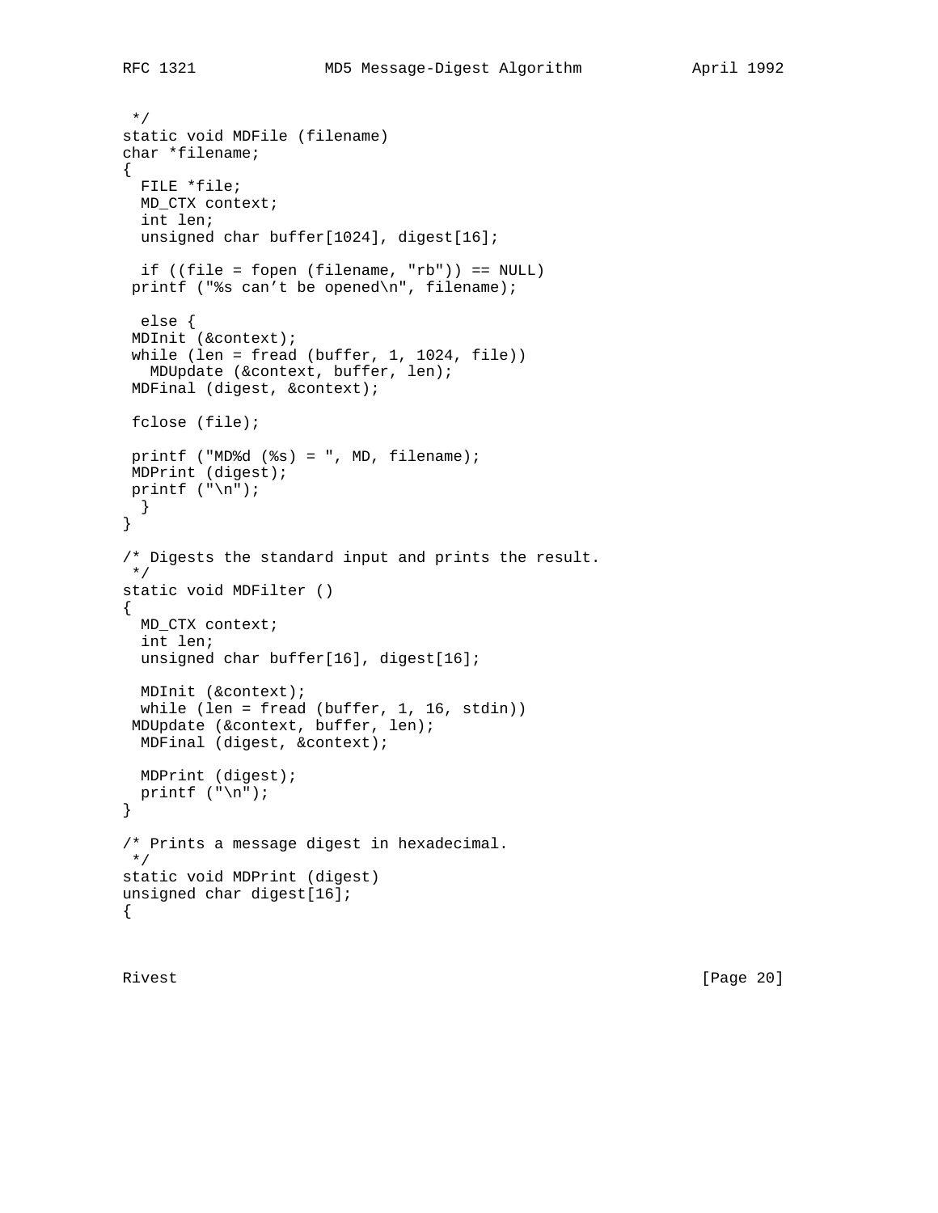```
 */
static void MDFile (filename)
char *filename;
{
  FILE *file;
  MD_CTX context;
  int len;
  unsigned char buffer[1024], digest[16];

  if ((file = fopen (filename, "rb")) == NULL)
 printf ("%s can’t be opened\n", filename);

  else {
 MDInit (&context);
 while (len = fread (buffer, 1, 1024, file))
   MDUpdate (&context, buffer, len);
 MDFinal (digest, &context);

 fclose (file);

 printf ("MD%d (%s) = ", MD, filename);
 MDPrint (digest);
 printf ("\n");
  }
}

/* Digests the standard input and prints the result.
 */
static void MDFilter ()
{
  MD_CTX context;
  int len;
  unsigned char buffer[16], digest[16];

  MDInit (&context);
  while (len = fread (buffer, 1, 16, stdin))
 MDUpdate (&context, buffer, len);
  MDFinal (digest, &context);

  MDPrint (digest);
  printf ("\n");
}

/* Prints a message digest in hexadecimal.
 */
static void MDPrint (digest)
unsigned char digest[16];
{
```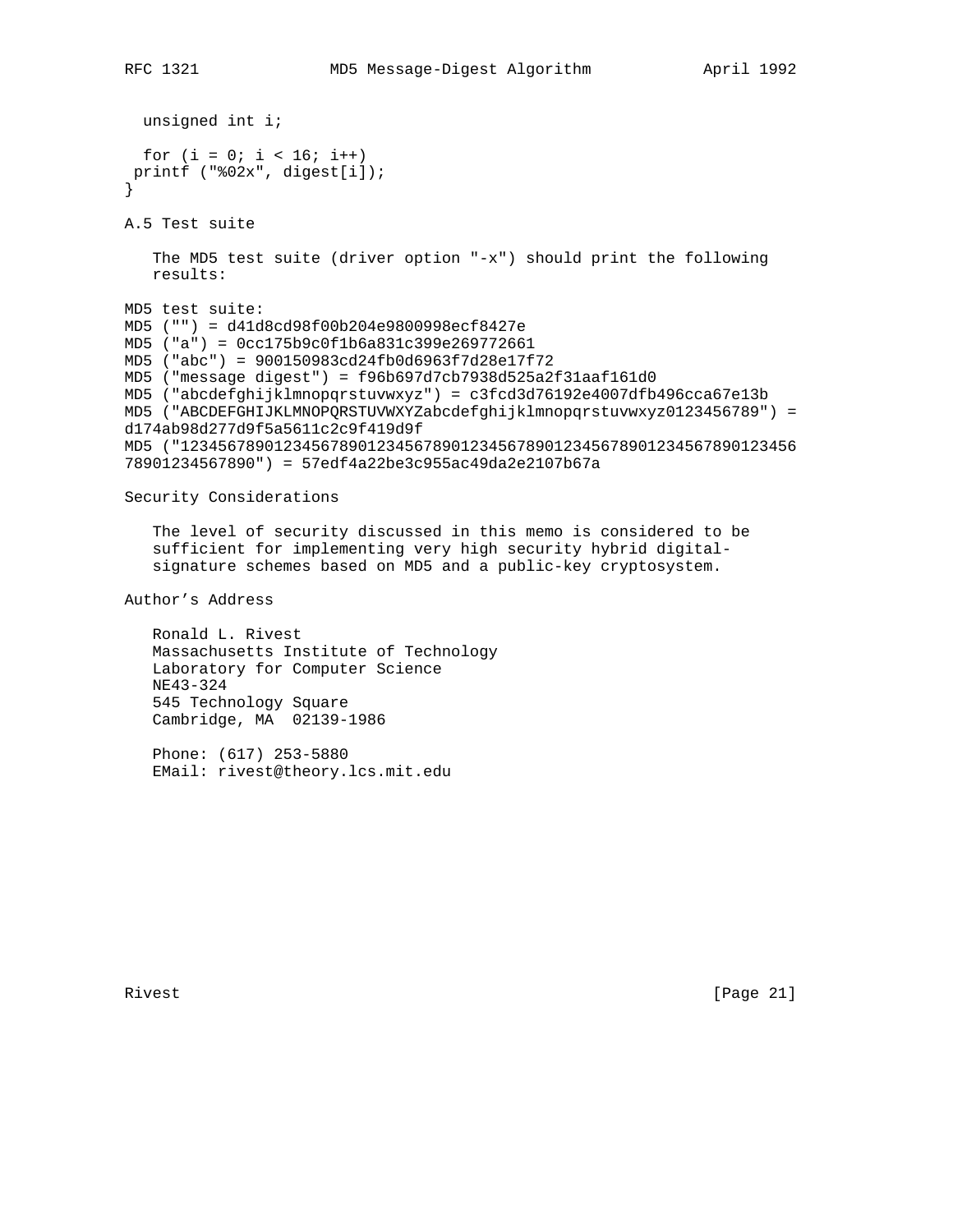```
  unsigned int i;

  for (i = 0; i < 16; i++)
 printf ("%02x", digest[i]);
}
```

## A.5 Test suite

The MD5 test suite (driver option "-x") should print the following results:

```
MD5 test suite:
MD5 ("") = d41d8cd98f00b204e9800998ecf8427e
MD5 ("a") = 0cc175b9c0f1b6a831c399e269772661
MD5 ("abc") = 900150983cd24fb0d6963f7d28e17f72
MD5 ("message digest") = f96b697d7cb7938d525a2f31aaf161d0
MD5 ("abcdefghijklmnopqrstuvwxyz") = c3fcd3d76192e4007dfb496cca67e13b
MD5 ("ABCDEFGHIJKLMNOPQRSTUVWXYZabcdefghijklmnopqrstuvwxyz0123456789") =
d174ab98d277d9f5a5611c2c9f419d9f
MD5 ("123456789012345678901234567890123456789012345678901234567890123456
78901234567890") = 57edf4a22be3c955ac49da2e2107b67a
```

## Security Considerations

The level of security discussed in this memo is considered to be sufficient for implementing very high security hybrid digital-signature schemes based on MD5 and a public-key cryptosystem.

## Author's Address

Ronald L. Rivest
Massachusetts Institute of Technology
Laboratory for Computer Science
NE43-324
545 Technology Square
Cambridge, MA  02139-1986

Phone: (617) 253-5880
EMail: rivest@theory.lcs.mit.edu